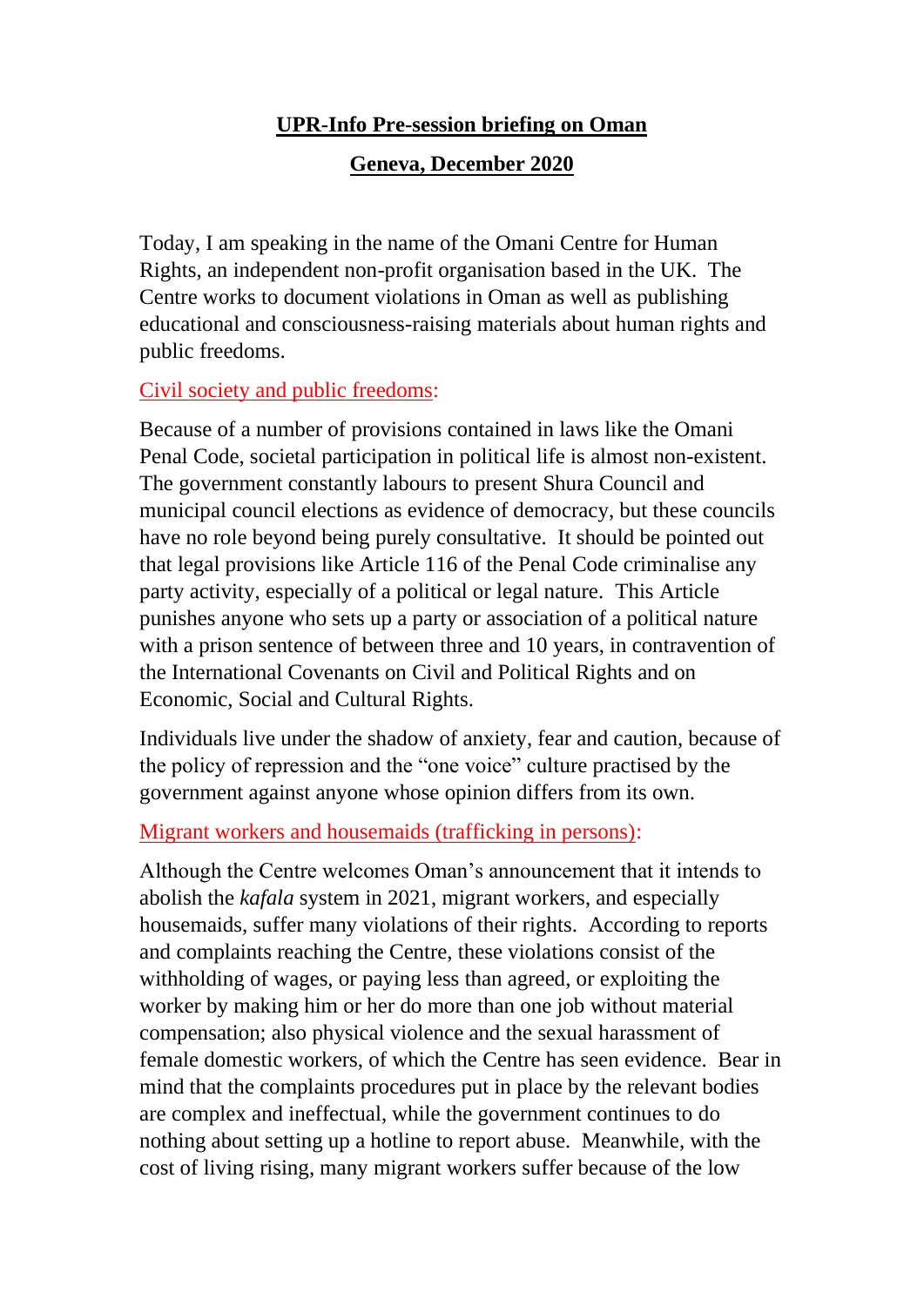# UPR-Info Pre-session briefing on Oman

## Geneva, December 2020

Today, I am speaking in the name of the Omani Centre for Human Rights, an independent non-profit organisation based in the UK. The Centre works to document violations in Oman as well as publishing educational and consciousness-raising materials about human rights and public freedoms.

### Civil society and public freedoms:

Because of a number of provisions contained in laws like the Omani Penal Code, societal participation in political life is almost non-existent. The government constantly labours to present Shura Council and municipal council elections as evidence of democracy, but these councils have no role beyond being purely consultative. It should be pointed out that legal provisions like Article 116 of the Penal Code criminalise any party activity, especially of a political or legal nature. This Article punishes anyone who sets up a party or association of a political nature with a prison sentence of between three and 10 years, in contravention of the International Covenants on Civil and Political Rights and on Economic, Social and Cultural Rights.

Individuals live under the shadow of anxiety, fear and caution, because of the policy of repression and the "one voice" culture practised by the government against anyone whose opinion differs from its own.

### Migrant workers and housemaids (trafficking in persons):

Although the Centre welcomes Oman's announcement that it intends to abolish the *kafala* system in 2021, migrant workers, and especially housemaids, suffer many violations of their rights. According to reports and complaints reaching the Centre, these violations consist of the withholding of wages, or paying less than agreed, or exploiting the worker by making him or her do more than one job without material compensation; also physical violence and the sexual harassment of female domestic workers, of which the Centre has seen evidence. Bear in mind that the complaints procedures put in place by the relevant bodies are complex and ineffectual, while the government continues to do nothing about setting up a hotline to report abuse. Meanwhile, with the cost of living rising, many migrant workers suffer because of the low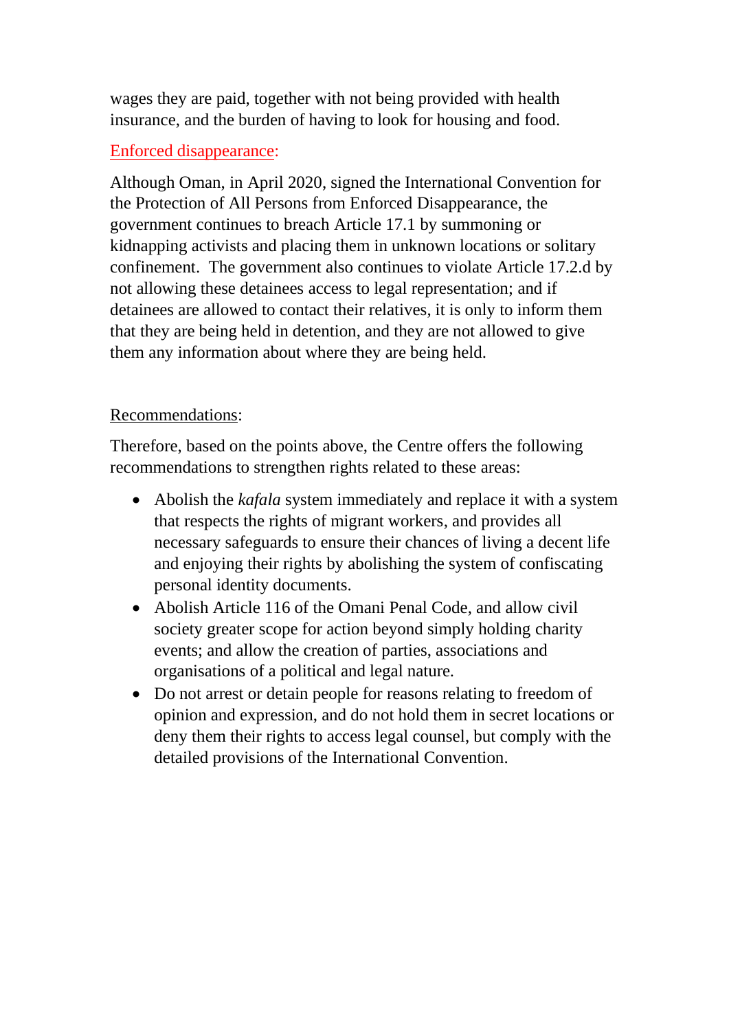wages they are paid, together with not being provided with health insurance, and the burden of having to look for housing and food.

## Enforced disappearance:

Although Oman, in April 2020, signed the International Convention for the Protection of All Persons from Enforced Disappearance, the government continues to breach Article 17.1 by summoning or kidnapping activists and placing them in unknown locations or solitary confinement. The government also continues to violate Article 17.2.d by not allowing these detainees access to legal representation; and if detainees are allowed to contact their relatives, it is only to inform them that they are being held in detention, and they are not allowed to give them any information about where they are being held.

## Recommendations:

Therefore, based on the points above, the Centre offers the following recommendations to strengthen rights related to these areas:

- Abolish the *kafala* system immediately and replace it with a system that respects the rights of migrant workers, and provides all necessary safeguards to ensure their chances of living a decent life and enjoying their rights by abolishing the system of confiscating personal identity documents.
- Abolish Article 116 of the Omani Penal Code, and allow civil society greater scope for action beyond simply holding charity events; and allow the creation of parties, associations and organisations of a political and legal nature.
- Do not arrest or detain people for reasons relating to freedom of opinion and expression, and do not hold them in secret locations or deny them their rights to access legal counsel, but comply with the detailed provisions of the International Convention.